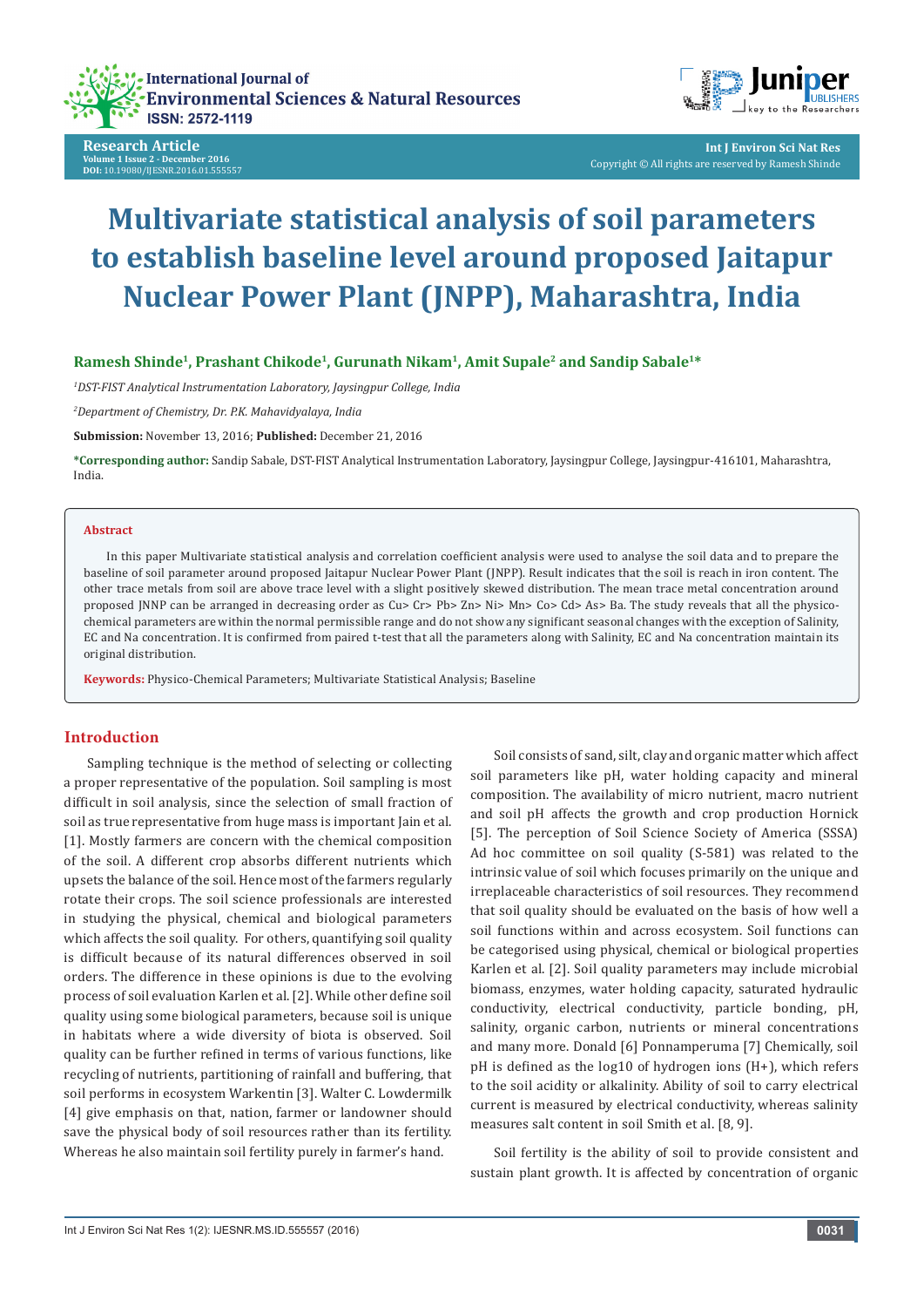Research Article
Volume 1 Issue 2 - December 2016
DOI: 10.19080/IJESNR.2016.01.555557

# Multivariate statistical analysis of soil parameters to establish baseline level around proposed Jaitapur Nuclear Power Plant (JNPP), Maharashtra, India

**Ramesh Shinde[1], Prashant Chikode[1], Gurunath Nikam[1], Amit Supale[2] and Sandip Sabale[1]***

[1]*DST-FIST Analytical Instrumentation Laboratory, Jaysingpur College, India*

[2]*Department of Chemistry, Dr. P.K. Mahavidyalaya, India*

**Submission:** November 13, 2016; **Published:** December 21, 2016

***Corresponding author:** Sandip Sabale, DST-FIST Analytical Instrumentation Laboratory, Jaysingpur College, Jaysingpur-416101, Maharashtra, India.

## Abstract

In this paper Multivariate statistical analysis and correlation coefficient analysis were used to analyse the soil data and to prepare the baseline of soil parameter around proposed Jaitapur Nuclear Power Plant (JNPP). Result indicates that the soil is reach in iron content. The other trace metals from soil are above trace level with a slight positively skewed distribution. The mean trace metal concentration around proposed JNNP can be arranged in decreasing order as Cu> Cr> Pb> Zn> Ni> Mn> Co> Cd> As> Ba. The study reveals that all the physico-chemical parameters are within the normal permissible range and do not show any significant seasonal changes with the exception of Salinity, EC and Na concentration. It is confirmed from paired t-test that all the parameters along with Salinity, EC and Na concentration maintain its original distribution.

**Keywords:** Physico-Chemical Parameters; Multivariate Statistical Analysis; Baseline

## Introduction

Sampling technique is the method of selecting or collecting a proper representative of the population. Soil sampling is most difficult in soil analysis, since the selection of small fraction of soil as true representative from huge mass is important Jain et al. [1]. Mostly farmers are concern with the chemical composition of the soil. A different crop absorbs different nutrients which upsets the balance of the soil. Hence most of the farmers regularly rotate their crops. The soil science professionals are interested in studying the physical, chemical and biological parameters which affects the soil quality. For others, quantifying soil quality is difficult because of its natural differences observed in soil orders. The difference in these opinions is due to the evolving process of soil evaluation Karlen et al. [2]. While other define soil quality using some biological parameters, because soil is unique in habitats where a wide diversity of biota is observed. Soil quality can be further refined in terms of various functions, like recycling of nutrients, partitioning of rainfall and buffering, that soil performs in ecosystem Warkentin [3]. Walter C. Lowdermilk [4] give emphasis on that, nation, farmer or landowner should save the physical body of soil resources rather than its fertility. Whereas he also maintain soil fertility purely in farmer's hand.

Soil consists of sand, silt, clay and organic matter which affect soil parameters like pH, water holding capacity and mineral composition. The availability of micro nutrient, macro nutrient and soil pH affects the growth and crop production Hornick [5]. The perception of Soil Science Society of America (SSSA) Ad hoc committee on soil quality (S-581) was related to the intrinsic value of soil which focuses primarily on the unique and irreplaceable characteristics of soil resources. They recommend that soil quality should be evaluated on the basis of how well a soil functions within and across ecosystem. Soil functions can be categorised using physical, chemical or biological properties Karlen et al. [2]. Soil quality parameters may include microbial biomass, enzymes, water holding capacity, saturated hydraulic conductivity, electrical conductivity, particle bonding, pH, salinity, organic carbon, nutrients or mineral concentrations and many more. Donald [6] Ponnamperuma [7] Chemically, soil pH is defined as the log10 of hydrogen ions ($H^+$), which refers to the soil acidity or alkalinity. Ability of soil to carry electrical current is measured by electrical conductivity, whereas salinity measures salt content in soil Smith et al. [8, 9].

Soil fertility is the ability of soil to provide consistent and sustain plant growth. It is affected by concentration of organic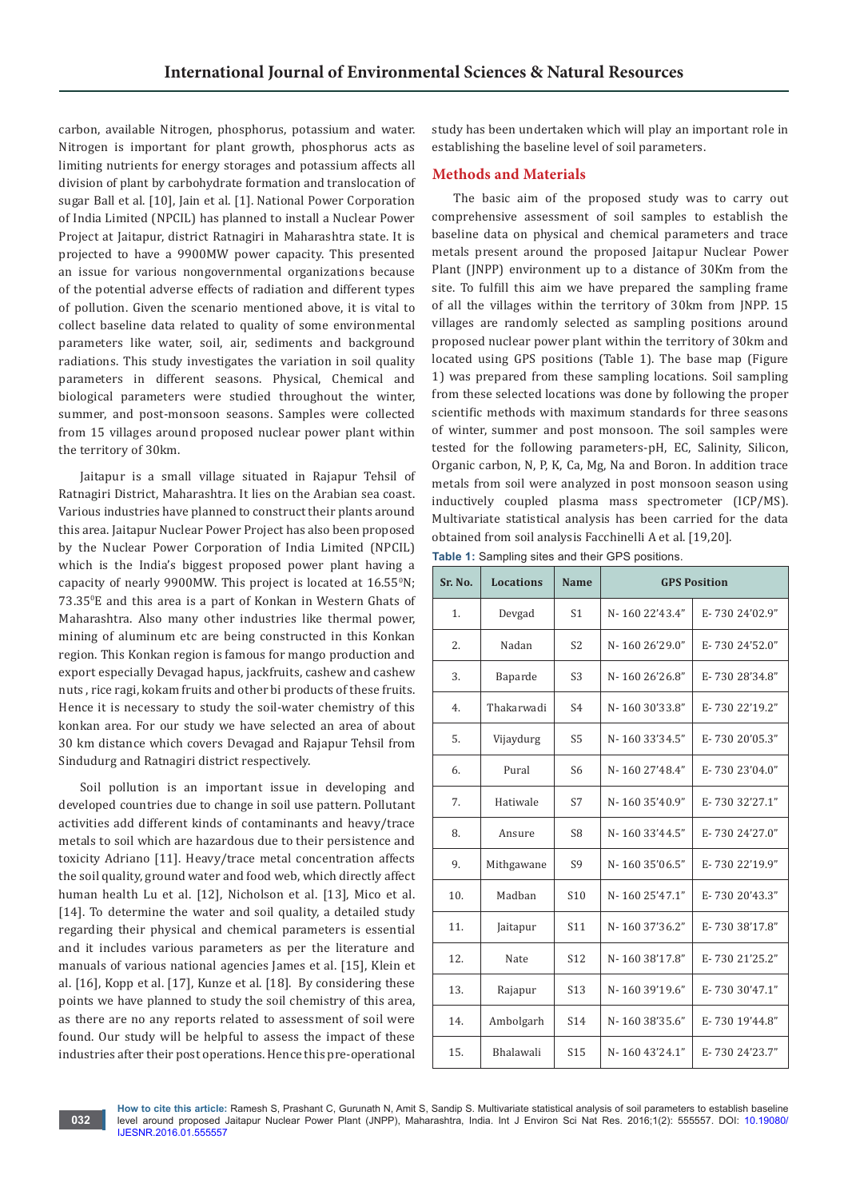carbon, available Nitrogen, phosphorus, potassium and water. Nitrogen is important for plant growth, phosphorus acts as limiting nutrients for energy storages and potassium affects all division of plant by carbohydrate formation and translocation of sugar Ball et al. [10], Jain et al. [1]. National Power Corporation of India Limited (NPCIL) has planned to install a Nuclear Power Project at Jaitapur, district Ratnagiri in Maharashtra state. It is projected to have a 9900MW power capacity. This presented an issue for various nongovernmental organizations because of the potential adverse effects of radiation and different types of pollution. Given the scenario mentioned above, it is vital to collect baseline data related to quality of some environmental parameters like water, soil, air, sediments and background radiations. This study investigates the variation in soil quality parameters in different seasons. Physical, Chemical and biological parameters were studied throughout the winter, summer, and post-monsoon seasons. Samples were collected from 15 villages around proposed nuclear power plant within the territory of 30km.

Jaitapur is a small village situated in Rajapur Tehsil of Ratnagiri District, Maharashtra. It lies on the Arabian sea coast. Various industries have planned to construct their plants around this area. Jaitapur Nuclear Power Project has also been proposed by the Nuclear Power Corporation of India Limited (NPCIL) which is the India's biggest proposed power plant having a capacity of nearly 9900MW. This project is located at 16.55$^0$N; 73.35$^0$E and this area is a part of Konkan in Western Ghats of Maharashtra. Also many other industries like thermal power, mining of aluminum etc are being constructed in this Konkan region. This Konkan region is famous for mango production and export especially Devagad hapus, jackfruits, cashew and cashew nuts , rice ragi, kokam fruits and other bi products of these fruits. Hence it is necessary to study the soil-water chemistry of this konkan area. For our study we have selected an area of about 30 km distance which covers Devagad and Rajapur Tehsil from Sindudurg and Ratnagiri district respectively.

Soil pollution is an important issue in developing and developed countries due to change in soil use pattern. Pollutant activities add different kinds of contaminants and heavy/trace metals to soil which are hazardous due to their persistence and toxicity Adriano [11]. Heavy/trace metal concentration affects the soil quality, ground water and food web, which directly affect human health Lu et al. [12], Nicholson et al. [13], Mico et al. [14]. To determine the water and soil quality, a detailed study regarding their physical and chemical parameters is essential and it includes various parameters as per the literature and manuals of various national agencies James et al. [15], Klein et al. [16], Kopp et al. [17], Kunze et al. [18]. By considering these points we have planned to study the soil chemistry of this area, as there are no any reports related to assessment of soil were found. Our study will be helpful to assess the impact of these industries after their post operations. Hence this pre-operational study has been undertaken which will play an important role in establishing the baseline level of soil parameters.

## Methods and Materials

The basic aim of the proposed study was to carry out comprehensive assessment of soil samples to establish the baseline data on physical and chemical parameters and trace metals present around the proposed Jaitapur Nuclear Power Plant (JNPP) environment up to a distance of 30Km from the site. To fulfill this aim we have prepared the sampling frame of all the villages within the territory of 30km from JNPP. 15 villages are randomly selected as sampling positions around proposed nuclear power plant within the territory of 30km and located using GPS positions (Table 1). The base map (Figure 1) was prepared from these sampling locations. Soil sampling from these selected locations was done by following the proper scientific methods with maximum standards for three seasons of winter, summer and post monsoon. The soil samples were tested for the following parameters-pH, EC, Salinity, Silicon, Organic carbon, N, P, K, Ca, Mg, Na and Boron. In addition trace metals from soil were analyzed in post monsoon season using inductively coupled plasma mass spectrometer (ICP/MS). Multivariate statistical analysis has been carried for the data obtained from soil analysis Facchinelli A et al. [19,20].

**Table 1:** Sampling sites and their GPS positions.

| Sr. No. | Locations | Name | GPS Position | |
|---|---|---|---|---|
| 1. | Devgad | S1 | N- 160 22'43.4" | E- 730 24'02.9" |
| 2. | Nadan | S2 | N- 160 26'29.0" | E- 730 24'52.0" |
| 3. | Baparde | S3 | N- 160 26'26.8" | E- 730 28'34.8" |
| 4. | Thakarwadi | S4 | N- 160 30'33.8" | E- 730 22'19.2" |
| 5. | Vijaydurg | S5 | N- 160 33'34.5" | E- 730 20'05.3" |
| 6. | Pural | S6 | N- 160 27'48.4" | E- 730 23'04.0" |
| 7. | Hatiwale | S7 | N- 160 35'40.9" | E- 730 32'27.1" |
| 8. | Ansure | S8 | N- 160 33'44.5" | E- 730 24'27.0" |
| 9. | Mithgawane | S9 | N- 160 35'06.5" | E- 730 22'19.9" |
| 10. | Madban | S10 | N- 160 25'47.1" | E- 730 20'43.3" |
| 11. | Jaitapur | S11 | N- 160 37'36.2" | E- 730 38'17.8" |
| 12. | Nate | S12 | N- 160 38'17.8" | E- 730 21'25.2" |
| 13. | Rajapur | S13 | N- 160 39'19.6" | E- 730 30'47.1" |
| 14. | Ambolgarh | S14 | N- 160 38'35.6" | E- 730 19'44.8" |
| 15. | Bhalawali | S15 | N- 160 43'24.1" | E- 730 24'23.7" |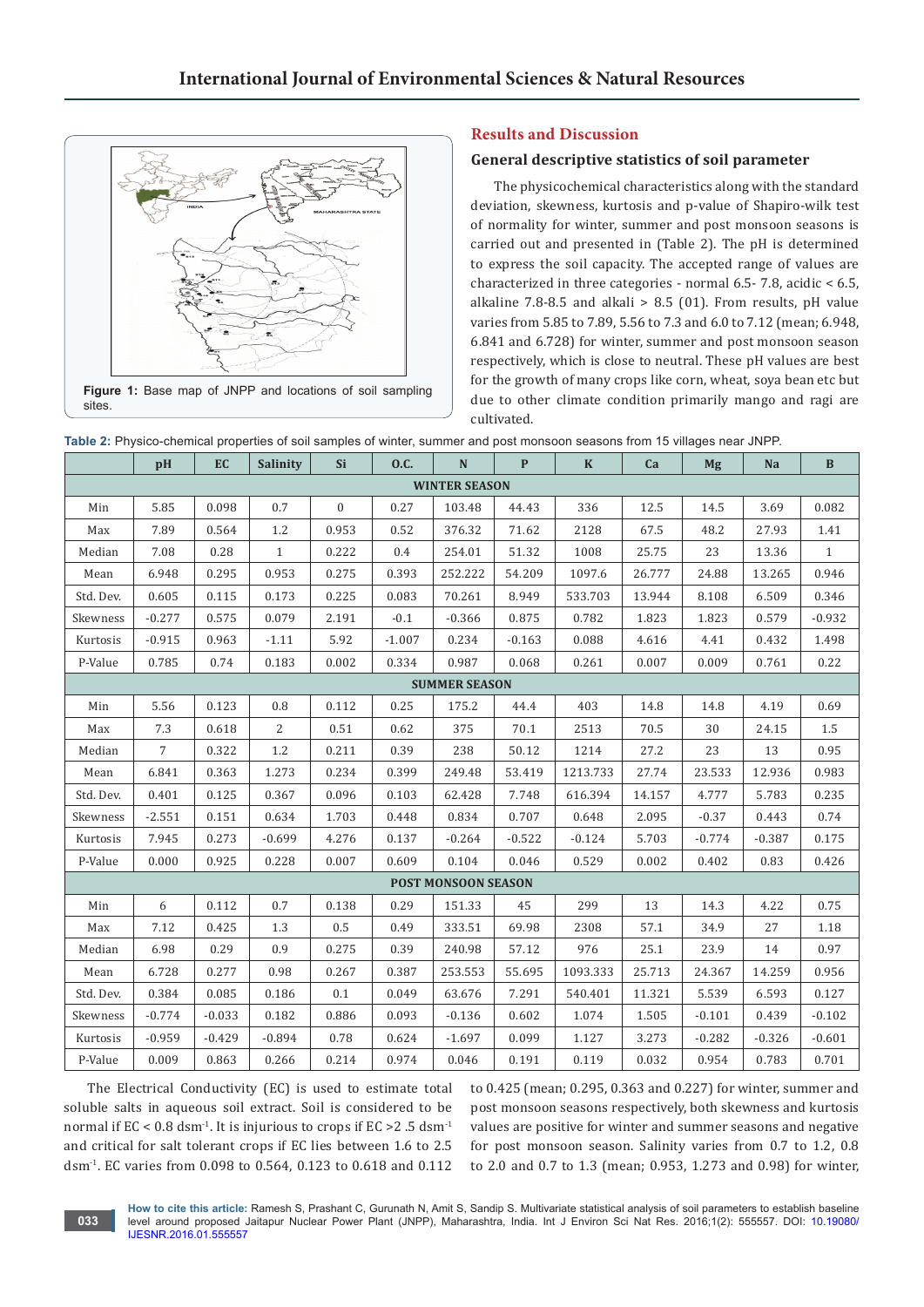Figure 1: Base map of JNPP and locations of soil sampling sites.

## Results and Discussion

### General descriptive statistics of soil parameter

The physicochemical characteristics along with the standard deviation, skewness, kurtosis and p-value of Shapiro-wilk test of normality for winter, summer and post monsoon seasons is carried out and presented in (Table 2). The pH is determined to express the soil capacity. The accepted range of values are characterized in three categories - normal 6.5- 7.8, acidic < 6.5, alkaline 7.8-8.5 and alkali > 8.5 (01). From results, pH value varies from 5.85 to 7.89, 5.56 to 7.3 and 6.0 to 7.12 (mean; 6.948, 6.841 and 6.728) for winter, summer and post monsoon season respectively, which is close to neutral. These pH values are best for the growth of many crops like corn, wheat, soya bean etc but due to other climate condition primarily mango and ragi are cultivated.

**Table 2:** Physico-chemical properties of soil samples of winter, summer and post monsoon seasons from 15 villages near JNPP.

| | pH | EC | Salinity | Si | O.C. | N | P | K | Ca | Mg | Na | B |
|---|---|---|---|---|---|---|---|---|---|---|---|---|
| **WINTER SEASON** | | | | | | | | | | | | |
| Min | 5.85 | 0.098 | 0.7 | 0 | 0.27 | 103.48 | 44.43 | 336 | 12.5 | 14.5 | 3.69 | 0.082 |
| Max | 7.89 | 0.564 | 1.2 | 0.953 | 0.52 | 376.32 | 71.62 | 2128 | 67.5 | 48.2 | 27.93 | 1.41 |
| Median | 7.08 | 0.28 | 1 | 0.222 | 0.4 | 254.01 | 51.32 | 1008 | 25.75 | 23 | 13.36 | 1 |
| Mean | 6.948 | 0.295 | 0.953 | 0.275 | 0.393 | 252.222 | 54.209 | 1097.6 | 26.777 | 24.88 | 13.265 | 0.946 |
| Std. Dev. | 0.605 | 0.115 | 0.173 | 0.225 | 0.083 | 70.261 | 8.949 | 533.703 | 13.944 | 8.108 | 6.509 | 0.346 |
| Skewness | -0.277 | 0.575 | 0.079 | 2.191 | -0.1 | -0.366 | 0.875 | 0.782 | 1.823 | 1.823 | 0.579 | -0.932 |
| Kurtosis | -0.915 | 0.963 | -1.11 | 5.92 | -1.007 | 0.234 | -0.163 | 0.088 | 4.616 | 4.41 | 0.432 | 1.498 |
| P-Value | 0.785 | 0.74 | 0.183 | 0.002 | 0.334 | 0.987 | 0.068 | 0.261 | 0.007 | 0.009 | 0.761 | 0.22 |
| **SUMMER SEASON** | | | | | | | | | | | | |
| Min | 5.56 | 0.123 | 0.8 | 0.112 | 0.25 | 175.2 | 44.4 | 403 | 14.8 | 14.8 | 4.19 | 0.69 |
| Max | 7.3 | 0.618 | 2 | 0.51 | 0.62 | 375 | 70.1 | 2513 | 70.5 | 30 | 24.15 | 1.5 |
| Median | 7 | 0.322 | 1.2 | 0.211 | 0.39 | 238 | 50.12 | 1214 | 27.2 | 23 | 13 | 0.95 |
| Mean | 6.841 | 0.363 | 1.273 | 0.234 | 0.399 | 249.48 | 53.419 | 1213.733 | 27.74 | 23.533 | 12.936 | 0.983 |
| Std. Dev. | 0.401 | 0.125 | 0.367 | 0.096 | 0.103 | 62.428 | 7.748 | 616.394 | 14.157 | 4.777 | 5.783 | 0.235 |
| Skewness | -2.551 | 0.151 | 0.634 | 1.703 | 0.448 | 0.834 | 0.707 | 0.648 | 2.095 | -0.37 | 0.443 | 0.74 |
| Kurtosis | 7.945 | 0.273 | -0.699 | 4.276 | 0.137 | -0.264 | -0.522 | -0.124 | 5.703 | -0.774 | -0.387 | 0.175 |
| P-Value | 0.000 | 0.925 | 0.228 | 0.007 | 0.609 | 0.104 | 0.046 | 0.529 | 0.002 | 0.402 | 0.83 | 0.426 |
| **POST MONSOON SEASON** | | | | | | | | | | | | |
| Min | 6 | 0.112 | 0.7 | 0.138 | 0.29 | 151.33 | 45 | 299 | 13 | 14.3 | 4.22 | 0.75 |
| Max | 7.12 | 0.425 | 1.3 | 0.5 | 0.49 | 333.51 | 69.98 | 2308 | 57.1 | 34.9 | 27 | 1.18 |
| Median | 6.98 | 0.29 | 0.9 | 0.275 | 0.39 | 240.98 | 57.12 | 976 | 25.1 | 23.9 | 14 | 0.97 |
| Mean | 6.728 | 0.277 | 0.98 | 0.267 | 0.387 | 253.553 | 55.695 | 1093.333 | 25.713 | 24.367 | 14.259 | 0.956 |
| Std. Dev. | 0.384 | 0.085 | 0.186 | 0.1 | 0.049 | 63.676 | 7.291 | 540.401 | 11.321 | 5.539 | 6.593 | 0.127 |
| Skewness | -0.774 | -0.033 | 0.182 | 0.886 | 0.093 | -0.136 | 0.602 | 1.074 | 1.505 | -0.101 | 0.439 | -0.102 |
| Kurtosis | -0.959 | -0.429 | -0.894 | 0.78 | 0.624 | -1.697 | 0.099 | 1.127 | 3.273 | -0.282 | -0.326 | -0.601 |
| P-Value | 0.009 | 0.863 | 0.266 | 0.214 | 0.974 | 0.046 | 0.191 | 0.119 | 0.032 | 0.954 | 0.783 | 0.701 |

The Electrical Conductivity (EC) is used to estimate total soluble salts in aqueous soil extract. Soil is considered to be normal if EC < 0.8 $dsm^{-1}$. It is injurious to crops if EC >2 .5 $dsm^{-1}$ and critical for salt tolerant crops if EC lies between 1.6 to 2.5 $dsm^{-1}$. EC varies from 0.098 to 0.564, 0.123 to 0.618 and 0.112 to 0.425 (mean; 0.295, 0.363 and 0.227) for winter, summer and post monsoon seasons respectively, both skewness and kurtosis values are positive for winter and summer seasons and negative for post monsoon season. Salinity varies from 0.7 to 1.2, 0.8 to 2.0 and 0.7 to 1.3 (mean; 0.953, 1.273 and 0.98) for winter,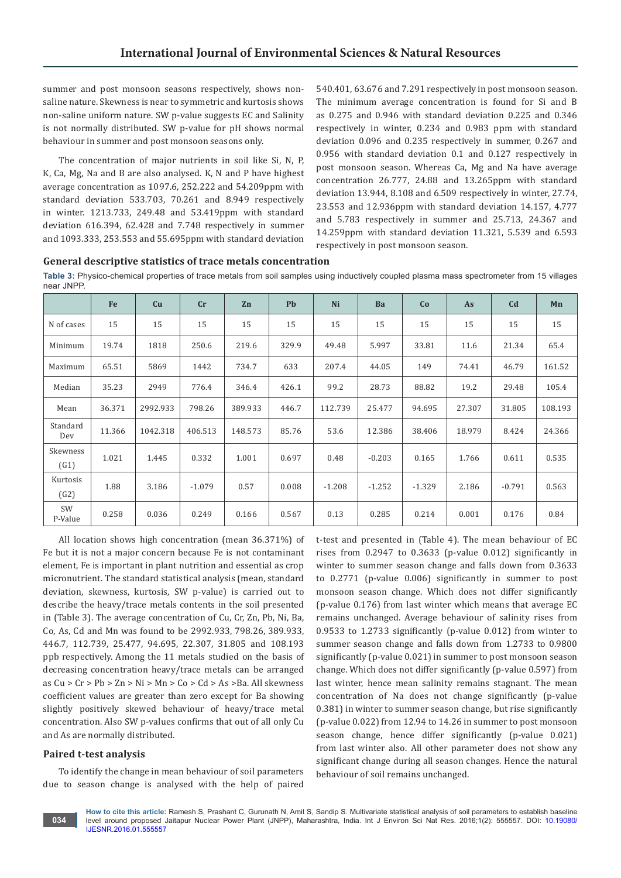summer and post monsoon seasons respectively, shows non-saline nature. Skewness is near to symmetric and kurtosis shows non-saline uniform nature. SW p-value suggests EC and Salinity is not normally distributed. SW p-value for pH shows normal behaviour in summer and post monsoon seasons only.

The concentration of major nutrients in soil like Si, N, P, K, Ca, Mg, Na and B are also analysed. K, N and P have highest average concentration as 1097.6, 252.222 and 54.209ppm with standard deviation 533.703, 70.261 and 8.949 respectively in winter. 1213.733, 249.48 and 53.419ppm with standard deviation 616.394, 62.428 and 7.748 respectively in summer and 1093.333, 253.553 and 55.695ppm with standard deviation 540.401, 63.676 and 7.291 respectively in post monsoon season. The minimum average concentration is found for Si and B as 0.275 and 0.946 with standard deviation 0.225 and 0.346 respectively in winter, 0.234 and 0.983 ppm with standard deviation 0.096 and 0.235 respectively in summer, 0.267 and 0.956 with standard deviation 0.1 and 0.127 respectively in post monsoon season. Whereas Ca, Mg and Na have average concentration 26.777, 24.88 and 13.265ppm with standard deviation 13.944, 8.108 and 6.509 respectively in winter, 27.74, 23.553 and 12.936ppm with standard deviation 14.157, 4.777 and 5.783 respectively in summer and 25.713, 24.367 and 14.259ppm with standard deviation 11.321, 5.539 and 6.593 respectively in post monsoon season.

### General descriptive statistics of trace metals concentration

**Table 3:** Physico-chemical properties of trace metals from soil samples using inductively coupled plasma mass spectrometer from 15 villages near JNPP.

| | Fe | Cu | Cr | Zn | Pb | Ni | Ba | Co | As | Cd | Mn |
|---|---|---|---|---|---|---|---|---|---|---|---|
| N of cases | 15 | 15 | 15 | 15 | 15 | 15 | 15 | 15 | 15 | 15 | 15 |
| Minimum | 19.74 | 1818 | 250.6 | 219.6 | 329.9 | 49.48 | 5.997 | 33.81 | 11.6 | 21.34 | 65.4 |
| Maximum | 65.51 | 5869 | 1442 | 734.7 | 633 | 207.4 | 44.05 | 149 | 74.41 | 46.79 | 161.52 |
| Median | 35.23 | 2949 | 776.4 | 346.4 | 426.1 | 99.2 | 28.73 | 88.82 | 19.2 | 29.48 | 105.4 |
| Mean | 36.371 | 2992.933 | 798.26 | 389.933 | 446.7 | 112.739 | 25.477 | 94.695 | 27.307 | 31.805 | 108.193 |
| Standard Dev | 11.366 | 1042.318 | 406.513 | 148.573 | 85.76 | 53.6 | 12.386 | 38.406 | 18.979 | 8.424 | 24.366 |
| Skewness (G1) | 1.021 | 1.445 | 0.332 | 1.001 | 0.697 | 0.48 | -0.203 | 0.165 | 1.766 | 0.611 | 0.535 |
| Kurtosis (G2) | 1.88 | 3.186 | -1.079 | 0.57 | 0.008 | -1.208 | -1.252 | -1.329 | 2.186 | -0.791 | 0.563 |
| SW P-Value | 0.258 | 0.036 | 0.249 | 0.166 | 0.567 | 0.13 | 0.285 | 0.214 | 0.001 | 0.176 | 0.84 |

All location shows high concentration (mean 36.371%) of Fe but it is not a major concern because Fe is not contaminant element, Fe is important in plant nutrition and essential as crop micronutrient. The standard statistical analysis (mean, standard deviation, skewness, kurtosis, SW p-value) is carried out to describe the heavy/trace metals contents in the soil presented in (Table 3). The average concentration of Cu, Cr, Zn, Pb, Ni, Ba, Co, As, Cd and Mn was found to be 2992.933, 798.26, 389.933, 446.7, 112.739, 25.477, 94.695, 22.307, 31.805 and 108.193 ppb respectively. Among the 11 metals studied on the basis of decreasing concentration heavy/trace metals can be arranged as Cu > Cr > Pb > Zn > Ni > Mn > Co > Cd > As >Ba. All skewness coefficient values are greater than zero except for Ba showing slightly positively skewed behaviour of heavy/trace metal concentration. Also SW p-values confirms that out of all only Cu and As are normally distributed.

### Paired t-test analysis

To identify the change in mean behaviour of soil parameters due to season change is analysed with the help of paired t-test and presented in (Table 4). The mean behaviour of EC rises from 0.2947 to 0.3633 (p-value 0.012) significantly in winter to summer season change and falls down from 0.3633 to 0.2771 (p-value 0.006) significantly in summer to post monsoon season change. Which does not differ significantly (p-value 0.176) from last winter which means that average EC remains unchanged. Average behaviour of salinity rises from 0.9533 to 1.2733 significantly (p-value 0.012) from winter to summer season change and falls down from 1.2733 to 0.9800 significantly (p-value 0.021) in summer to post monsoon season change. Which does not differ significantly (p-value 0.597) from last winter, hence mean salinity remains stagnant. The mean concentration of Na does not change significantly (p-value 0.381) in winter to summer season change, but rise significantly (p-value 0.022) from 12.94 to 14.26 in summer to post monsoon season change, hence differ significantly (p-value 0.021) from last winter also. All other parameter does not show any significant change during all season changes. Hence the natural behaviour of soil remains unchanged.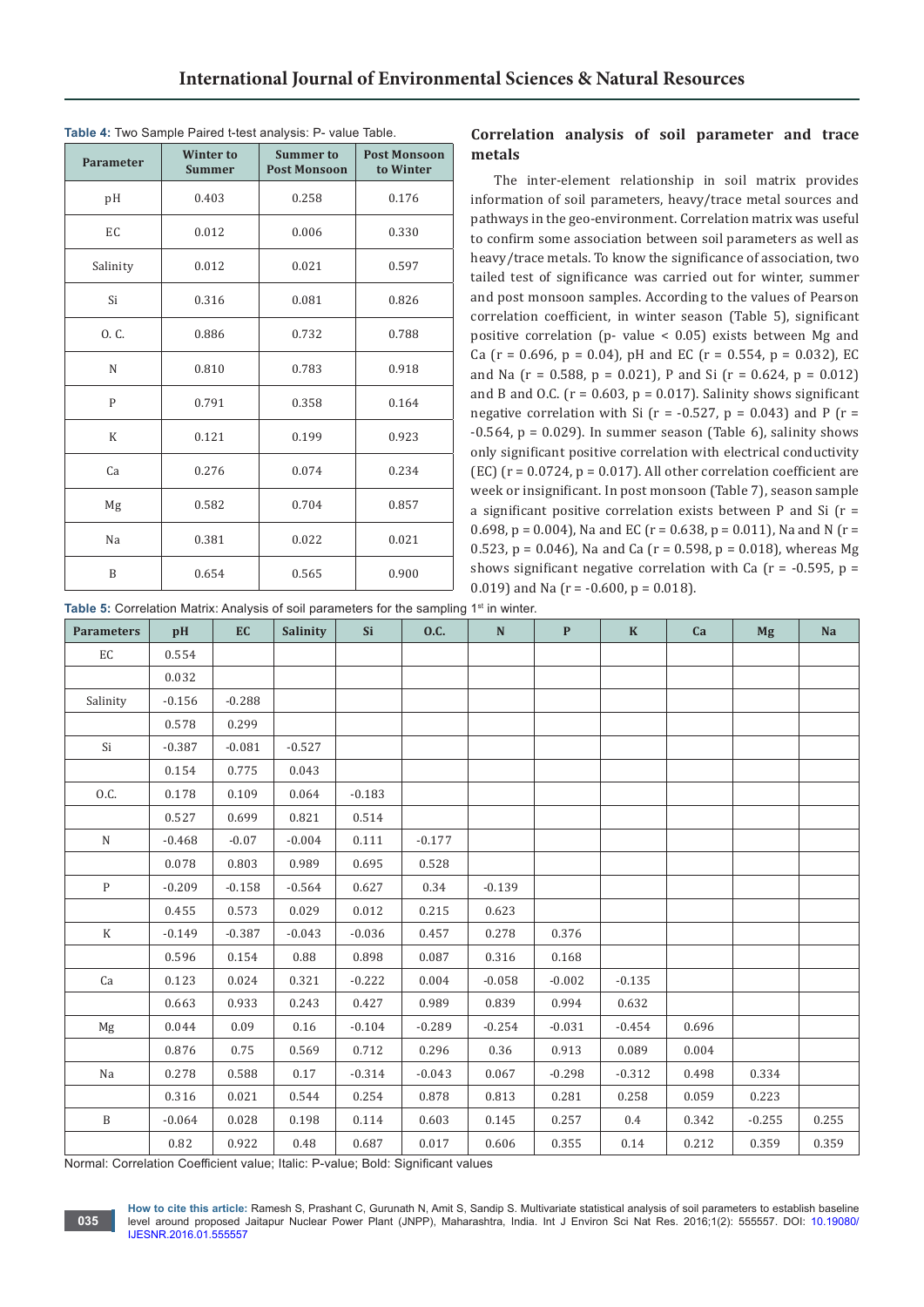**Table 4:** Two Sample Paired t-test analysis: P- value Table.

| Parameter | Winter to Summer | Summer to Post Monsoon | Post Monsoon to Winter |
|---|---|---|---|
| pH | 0.403 | 0.258 | 0.176 |
| EC | 0.012 | 0.006 | 0.330 |
| Salinity | 0.012 | 0.021 | 0.597 |
| Si | 0.316 | 0.081 | 0.826 |
| O. C. | 0.886 | 0.732 | 0.788 |
| N | 0.810 | 0.783 | 0.918 |
| P | 0.791 | 0.358 | 0.164 |
| K | 0.121 | 0.199 | 0.923 |
| Ca | 0.276 | 0.074 | 0.234 |
| Mg | 0.582 | 0.704 | 0.857 |
| Na | 0.381 | 0.022 | 0.021 |
| B | 0.654 | 0.565 | 0.900 |

## Correlation analysis of soil parameter and trace metals

The inter-element relationship in soil matrix provides information of soil parameters, heavy/trace metal sources and pathways in the geo-environment. Correlation matrix was useful to confirm some association between soil parameters as well as heavy/trace metals. To know the significance of association, two tailed test of significance was carried out for winter, summer and post monsoon samples. According to the values of Pearson correlation coefficient, in winter season (Table 5), significant positive correlation (p- value < 0.05) exists between Mg and Ca (r = 0.696, p = 0.04), pH and EC (r = 0.554, p = 0.032), EC and Na (r = 0.588, p = 0.021), P and Si (r = 0.624, p = 0.012) and B and O.C. (r = 0.603, p = 0.017). Salinity shows significant negative correlation with Si (r = -0.527, p = 0.043) and P (r = -0.564, p = 0.029). In summer season (Table 6), salinity shows only significant positive correlation with electrical conductivity (EC) (r = 0.0724, p = 0.017). All other correlation coefficient are week or insignificant. In post monsoon (Table 7), season sample a significant positive correlation exists between P and Si (r = 0.698, p = 0.004), Na and EC (r = 0.638, p = 0.011), Na and N (r = 0.523, p = 0.046), Na and Ca (r = 0.598, p = 0.018), whereas Mg shows significant negative correlation with Ca (r = -0.595, p = 0.019) and Na (r = -0.600, p = 0.018).

**Table 5:** Correlation Matrix: Analysis of soil parameters for the sampling 1st in winter.

| Parameters | pH | EC | Salinity | Si | O.C. | N | P | K | Ca | Mg | Na |
|---|---|---|---|---|---|---|---|---|---|---|---|
| EC | 0.554 | | | | | | | | | | |
| | 0.032 | | | | | | | | | | |
| Salinity | -0.156 | -0.288 | | | | | | | | | |
| | 0.578 | 0.299 | | | | | | | | | |
| Si | -0.387 | -0.081 | -0.527 | | | | | | | | |
| | 0.154 | 0.775 | 0.043 | | | | | | | | |
| O.C. | 0.178 | 0.109 | 0.064 | -0.183 | | | | | | | |
| | 0.527 | 0.699 | 0.821 | 0.514 | | | | | | | |
| N | -0.468 | -0.07 | -0.004 | 0.111 | -0.177 | | | | | | |
| | 0.078 | 0.803 | 0.989 | 0.695 | 0.528 | | | | | | |
| P | -0.209 | -0.158 | -0.564 | 0.627 | 0.34 | -0.139 | | | | | |
| | 0.455 | 0.573 | 0.029 | 0.012 | 0.215 | 0.623 | | | | | |
| K | -0.149 | -0.387 | -0.043 | -0.036 | 0.457 | 0.278 | 0.376 | | | | |
| | 0.596 | 0.154 | 0.88 | 0.898 | 0.087 | 0.316 | 0.168 | | | | |
| Ca | 0.123 | 0.024 | 0.321 | -0.222 | 0.004 | -0.058 | -0.002 | -0.135 | | | |
| | 0.663 | 0.933 | 0.243 | 0.427 | 0.989 | 0.839 | 0.994 | 0.632 | | | |
| Mg | 0.044 | 0.09 | 0.16 | -0.104 | -0.289 | -0.254 | -0.031 | -0.454 | 0.696 | | |
| | 0.876 | 0.75 | 0.569 | 0.712 | 0.296 | 0.36 | 0.913 | 0.089 | 0.004 | | |
| Na | 0.278 | 0.588 | 0.17 | -0.314 | -0.043 | 0.067 | -0.298 | -0.312 | 0.498 | 0.334 | |
| | 0.316 | 0.021 | 0.544 | 0.254 | 0.878 | 0.813 | 0.281 | 0.258 | 0.059 | 0.223 | |
| B | -0.064 | 0.028 | 0.198 | 0.114 | 0.603 | 0.145 | 0.257 | 0.4 | 0.342 | -0.255 | 0.255 |
| | 0.82 | 0.922 | 0.48 | 0.687 | 0.017 | 0.606 | 0.355 | 0.14 | 0.212 | 0.359 | 0.359 |

Normal: Correlation Coefficient value; Italic: P-value; Bold: Significant values

**How to cite this article:** Ramesh S, Prashant C, Gurunath N, Amit S, Sandip S. Multivariate statistical analysis of soil parameters to establish baseline level around proposed Jaitapur Nuclear Power Plant (JNPP), Maharashtra, India. Int J Environ Sci Nat Res. 2016;1(2): 555557. DOI: 10.19080/IJESNR.2016.01.555557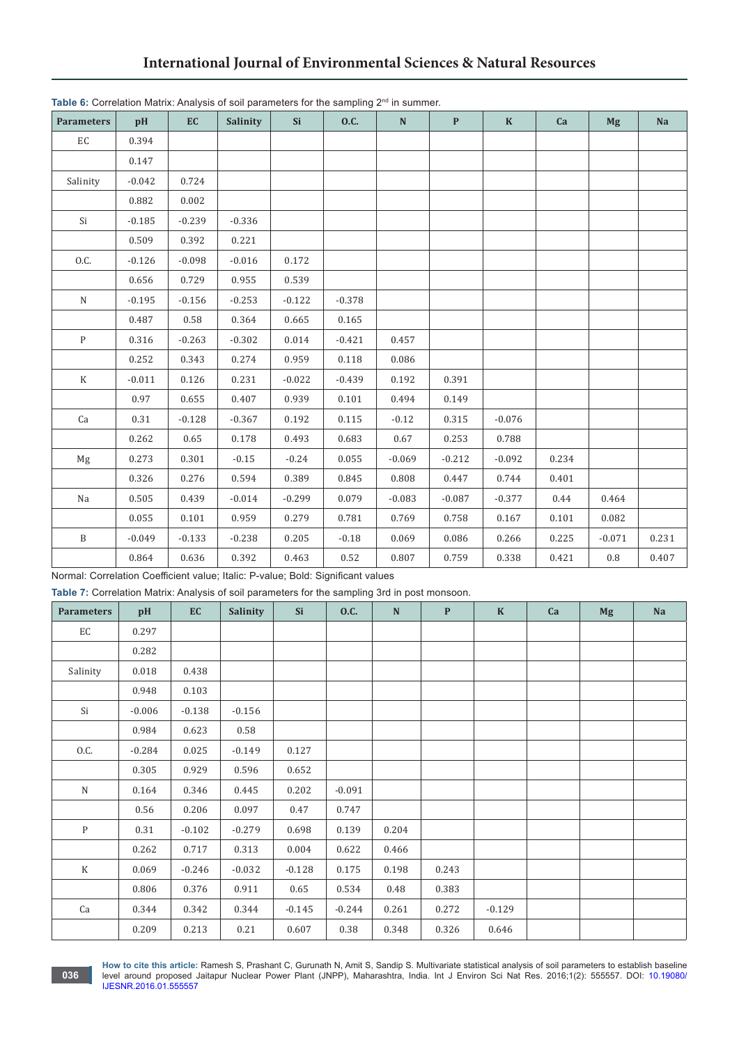**Table 6:** Correlation Matrix: Analysis of soil parameters for the sampling 2nd in summer.

| Parameters | pH | EC | Salinity | Si | O.C. | N | P | K | Ca | Mg | Na |
|---|---|---|---|---|---|---|---|---|---|---|---|
| EC | 0.394 | | | | | | | | | | |
| | 0.147 | | | | | | | | | | |
| Salinity | -0.042 | 0.724 | | | | | | | | | |
| | 0.882 | 0.002 | | | | | | | | | |
| Si | -0.185 | -0.239 | -0.336 | | | | | | | | |
| | 0.509 | 0.392 | 0.221 | | | | | | | | |
| O.C. | -0.126 | -0.098 | -0.016 | 0.172 | | | | | | | |
| | 0.656 | 0.729 | 0.955 | 0.539 | | | | | | | |
| N | -0.195 | -0.156 | -0.253 | -0.122 | -0.378 | | | | | | |
| | 0.487 | 0.58 | 0.364 | 0.665 | 0.165 | | | | | | |
| P | 0.316 | -0.263 | -0.302 | 0.014 | -0.421 | 0.457 | | | | | |
| | 0.252 | 0.343 | 0.274 | 0.959 | 0.118 | 0.086 | | | | | |
| K | -0.011 | 0.126 | 0.231 | -0.022 | -0.439 | 0.192 | 0.391 | | | | |
| | 0.97 | 0.655 | 0.407 | 0.939 | 0.101 | 0.494 | 0.149 | | | | |
| Ca | 0.31 | -0.128 | -0.367 | 0.192 | 0.115 | -0.12 | 0.315 | -0.076 | | | |
| | 0.262 | 0.65 | 0.178 | 0.493 | 0.683 | 0.67 | 0.253 | 0.788 | | | |
| Mg | 0.273 | 0.301 | -0.15 | -0.24 | 0.055 | -0.069 | -0.212 | -0.092 | 0.234 | | |
| | 0.326 | 0.276 | 0.594 | 0.389 | 0.845 | 0.808 | 0.447 | 0.744 | 0.401 | | |
| Na | 0.505 | 0.439 | -0.014 | -0.299 | 0.079 | -0.083 | -0.087 | -0.377 | 0.44 | 0.464 | |
| | 0.055 | 0.101 | 0.959 | 0.279 | 0.781 | 0.769 | 0.758 | 0.167 | 0.101 | 0.082 | |
| B | -0.049 | -0.133 | -0.238 | 0.205 | -0.18 | 0.069 | 0.086 | 0.266 | 0.225 | -0.071 | 0.231 |
| | 0.864 | 0.636 | 0.392 | 0.463 | 0.52 | 0.807 | 0.759 | 0.338 | 0.421 | 0.8 | 0.407 |

Normal: Correlation Coefficient value; Italic: P-value; Bold: Significant values

**Table 7:** Correlation Matrix: Analysis of soil parameters for the sampling 3rd in post monsoon.

| Parameters | pH | EC | Salinity | Si | O.C. | N | P | K | Ca | Mg | Na |
|---|---|---|---|---|---|---|---|---|---|---|---|
| EC | 0.297 | | | | | | | | | | |
| | 0.282 | | | | | | | | | | |
| Salinity | 0.018 | 0.438 | | | | | | | | | |
| | 0.948 | 0.103 | | | | | | | | | |
| Si | -0.006 | -0.138 | -0.156 | | | | | | | | |
| | 0.984 | 0.623 | 0.58 | | | | | | | | |
| O.C. | -0.284 | 0.025 | -0.149 | 0.127 | | | | | | | |
| | 0.305 | 0.929 | 0.596 | 0.652 | | | | | | | |
| N | 0.164 | 0.346 | 0.445 | 0.202 | -0.091 | | | | | | |
| | 0.56 | 0.206 | 0.097 | 0.47 | 0.747 | | | | | | |
| P | 0.31 | -0.102 | -0.279 | 0.698 | 0.139 | 0.204 | | | | | |
| | 0.262 | 0.717 | 0.313 | 0.004 | 0.622 | 0.466 | | | | | |
| K | 0.069 | -0.246 | -0.032 | -0.128 | 0.175 | 0.198 | 0.243 | | | | |
| | 0.806 | 0.376 | 0.911 | 0.65 | 0.534 | 0.48 | 0.383 | | | | |
| Ca | 0.344 | 0.342 | 0.344 | -0.145 | -0.244 | 0.261 | 0.272 | -0.129 | | | |
| | 0.209 | 0.213 | 0.21 | 0.607 | 0.38 | 0.348 | 0.326 | 0.646 | | | |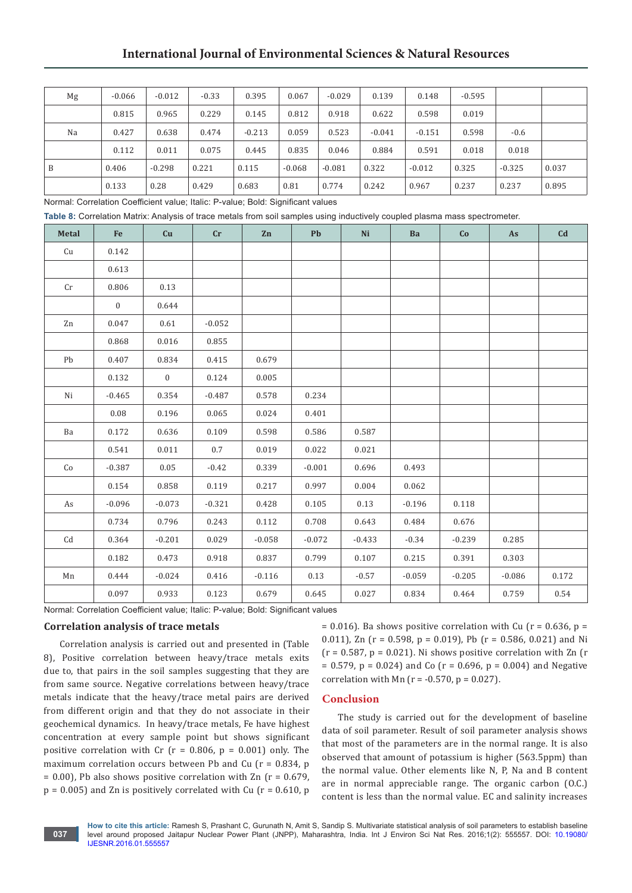| Mg | -0.066 | -0.012 | -0.33 | 0.395 | 0.067 | -0.029 | 0.139 | 0.148 | -0.595 | | |
|---|---|---|---|---|---|---|---|---|---|---|---|
| | 0.815 | 0.965 | 0.229 | 0.145 | 0.812 | 0.918 | 0.622 | 0.598 | 0.019 | | |
| Na | 0.427 | 0.638 | 0.474 | -0.213 | 0.059 | 0.523 | -0.041 | -0.151 | 0.598 | -0.6 | |
| | 0.112 | 0.011 | 0.075 | 0.445 | 0.835 | 0.046 | 0.884 | 0.591 | 0.018 | 0.018 | |
| B | 0.406 | -0.298 | 0.221 | 0.115 | -0.068 | -0.081 | 0.322 | -0.012 | 0.325 | -0.325 | 0.037 |
| | 0.133 | 0.28 | 0.429 | 0.683 | 0.81 | 0.774 | 0.242 | 0.967 | 0.237 | 0.237 | 0.895 |

Normal: Correlation Coefficient value; Italic: P-value; Bold: Significant values

**Table 8:** Correlation Matrix: Analysis of trace metals from soil samples using inductively coupled plasma mass spectrometer.

| Metal | Fe | Cu | Cr | Zn | Pb | Ni | Ba | Co | As | Cd |
|---|---|---|---|---|---|---|---|---|---|---|
| Cu | 0.142 | | | | | | | | | |
| | 0.613 | | | | | | | | | |
| Cr | 0.806 | 0.13 | | | | | | | | |
| | 0 | 0.644 | | | | | | | | |
| Zn | 0.047 | 0.61 | -0.052 | | | | | | | |
| | 0.868 | 0.016 | 0.855 | | | | | | | |
| Pb | 0.407 | 0.834 | 0.415 | 0.679 | | | | | | |
| | 0.132 | 0 | 0.124 | 0.005 | | | | | | |
| Ni | -0.465 | 0.354 | -0.487 | 0.578 | 0.234 | | | | | |
| | 0.08 | 0.196 | 0.065 | 0.024 | 0.401 | | | | | |
| Ba | 0.172 | 0.636 | 0.109 | 0.598 | 0.586 | 0.587 | | | | |
| | 0.541 | 0.011 | 0.7 | 0.019 | 0.022 | 0.021 | | | | |
| Co | -0.387 | 0.05 | -0.42 | 0.339 | -0.001 | 0.696 | 0.493 | | | |
| | 0.154 | 0.858 | 0.119 | 0.217 | 0.997 | 0.004 | 0.062 | | | |
| As | -0.096 | -0.073 | -0.321 | 0.428 | 0.105 | 0.13 | -0.196 | 0.118 | | |
| | 0.734 | 0.796 | 0.243 | 0.112 | 0.708 | 0.643 | 0.484 | 0.676 | | |
| Cd | 0.364 | -0.201 | 0.029 | -0.058 | -0.072 | -0.433 | -0.34 | -0.239 | 0.285 | |
| | 0.182 | 0.473 | 0.918 | 0.837 | 0.799 | 0.107 | 0.215 | 0.391 | 0.303 | |
| Mn | 0.444 | -0.024 | 0.416 | -0.116 | 0.13 | -0.57 | -0.059 | -0.205 | -0.086 | 0.172 |
| | 0.097 | 0.933 | 0.123 | 0.679 | 0.645 | 0.027 | 0.834 | 0.464 | 0.759 | 0.54 |

Normal: Correlation Coefficient value; Italic: P-value; Bold: Significant values

### Correlation analysis of trace metals

Correlation analysis is carried out and presented in (Table 8), Positive correlation between heavy/trace metals exits due to, that pairs in the soil samples suggesting that they are from same source. Negative correlations between heavy/trace metals indicate that the heavy/trace metal pairs are derived from different origin and that they do not associate in their geochemical dynamics. In heavy/trace metals, Fe have highest concentration at every sample point but shows significant positive correlation with Cr ($r = 0.806$, $p = 0.001$) only. The maximum correlation occurs between Pb and Cu ($r = 0.834$, $p = 0.00$), Pb also shows positive correlation with Zn ($r = 0.679$, $p = 0.005$) and Zn is positively correlated with Cu ($r = 0.610$, $p = 0.016$). Ba shows positive correlation with Cu ($r = 0.636$, $p = 0.011$), Zn ($r = 0.598$, $p = 0.019$), Pb ($r = 0.586$, 0.021) and Ni ($r = 0.587$, $p = 0.021$). Ni shows positive correlation with Zn ($r = 0.579$, $p = 0.024$) and Co ($r = 0.696$, $p = 0.004$) and Negative correlation with Mn ($r = -0.570$, $p = 0.027$).

## Conclusion

The study is carried out for the development of baseline data of soil parameter. Result of soil parameter analysis shows that most of the parameters are in the normal range. It is also observed that amount of potassium is higher (563.5ppm) than the normal value. Other elements like N, P, Na and B content are in normal appreciable range. The organic carbon (O.C.) content is less than the normal value. EC and salinity increases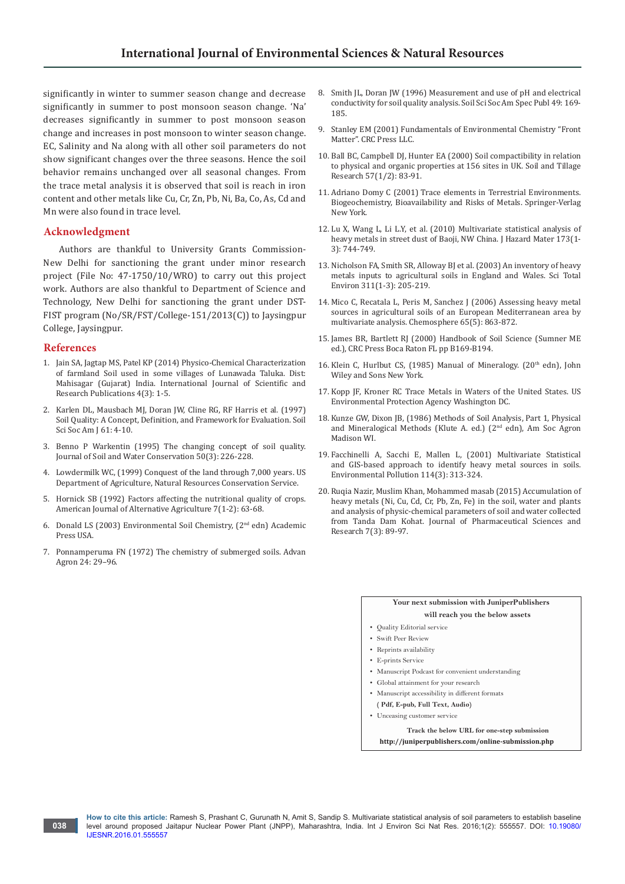significantly in winter to summer season change and decrease significantly in summer to post monsoon season change. 'Na' decreases significantly in summer to post monsoon season change and increases in post monsoon to winter season change. EC, Salinity and Na along with all other soil parameters do not show significant changes over the three seasons. Hence the soil behavior remains unchanged over all seasonal changes. From the trace metal analysis it is observed that soil is reach in iron content and other metals like Cu, Cr, Zn, Pb, Ni, Ba, Co, As, Cd and Mn were also found in trace level.

## Acknowledgment

Authors are thankful to University Grants Commission-New Delhi for sanctioning the grant under minor research project (File No: 47-1750/10/WRO) to carry out this project work. Authors are also thankful to Department of Science and Technology, New Delhi for sanctioning the grant under DST-FIST program (No/SR/FST/College-151/2013(C)) to Jaysingpur College, Jaysingpur.

## References

1. Jain SA, Jagtap MS, Patel KP (2014) Physico-Chemical Characterization of farmland Soil used in some villages of Lunawada Taluka. Dist: Mahisagar (Gujarat) India. International Journal of Scientific and Research Publications 4(3): 1-5.
2. Karlen DL, Mausbach MJ, Doran JW, Cline RG, RF Harris et al. (1997) Soil Quality: A Concept, Definition, and Framework for Evaluation. Soil Sci Soc Am J 61: 4-10.
3. Benno P Warkentin (1995) The changing concept of soil quality. Journal of Soil and Water Conservation 50(3): 226-228.
4. Lowdermilk WC, (1999) Conquest of the land through 7,000 years. US Department of Agriculture, Natural Resources Conservation Service.
5. Hornick SB (1992) Factors affecting the nutritional quality of crops. American Journal of Alternative Agriculture 7(1-2): 63-68.
6. Donald LS (2003) Environmental Soil Chemistry, (2nd edn) Academic Press USA.
7. Ponnamperuma FN (1972) The chemistry of submerged soils. Advan Agron 24: 29–96.
8. Smith JL, Doran JW (1996) Measurement and use of pH and electrical conductivity for soil quality analysis. Soil Sci Soc Am Spec Publ 49: 169-185.
9. Stanley EM (2001) Fundamentals of Environmental Chemistry "Front Matter". CRC Press LLC.
10. Ball BC, Campbell DJ, Hunter EA (2000) Soil compactibility in relation to physical and organic properties at 156 sites in UK. Soil and Tillage Research 57(1/2): 83-91.
11. Adriano Domy C (2001) Trace elements in Terrestrial Environments. Biogeochemistry, Bioavailability and Risks of Metals. Springer-Verlag New York.
12. Lu X, Wang L, Li L.Y, et al. (2010) Multivariate statistical analysis of heavy metals in street dust of Baoji, NW China. J Hazard Mater 173(1-3): 744-749.
13. Nicholson FA, Smith SR, Alloway BJ et al. (2003) An inventory of heavy metals inputs to agricultural soils in England and Wales. Sci Total Environ 311(1-3): 205-219.
14. Mico C, Recatala L, Peris M, Sanchez J (2006) Assessing heavy metal sources in agricultural soils of an European Mediterranean area by multivariate analysis. Chemosphere 65(5): 863-872.
15. James BR, Bartlett RJ (2000) Handbook of Soil Science (Sumner ME ed.), CRC Press Boca Raton FL pp B169-B194.
16. Klein C, Hurlbut CS, (1985) Manual of Mineralogy. (20th edn), John Wiley and Sons New York.
17. Kopp JF, Kroner RC Trace Metals in Waters of the United States. US Environmental Protection Agency Washington DC.
18. Kunze GW, Dixon JB, (1986) Methods of Soil Analysis, Part 1, Physical and Mineralogical Methods (Klute A. ed.) (2nd edn), Am Soc Agron Madison WI.
19. Facchinelli A, Sacchi E, Mallen L, (2001) Multivariate Statistical and GIS-based approach to identify heavy metal sources in soils. Environmental Pollution 114(3): 313-324.
20. Ruqia Nazir, Muslim Khan, Mohammed masab (2015) Accumulation of heavy metals (Ni, Cu, Cd, Cr, Pb, Zn, Fe) in the soil, water and plants and analysis of physic-chemical parameters of soil and water collected from Tanda Dam Kohat. Journal of Pharmaceutical Sciences and Research 7(3): 89-97.

**Your next submission with JuniperPublishers will reach you the below assets**

- Quality Editorial service
- Swift Peer Review
- Reprints availability
- E-prints Service
- Manuscript Podcast for convenient understanding
- Global attainment for your research
- Manuscript accessibility in different formats (**Pdf, E-pub, Full Text, Audio**)
- Unceasing customer service

**Track the below URL for one-step submission**
**http://juniperpublishers.com/online-submission.php**

**How to cite this article:** Ramesh S, Prashant C, Gurunath N, Amit S, Sandip S. Multivariate statistical analysis of soil parameters to establish baseline level around proposed Jaitapur Nuclear Power Plant (JNPP), Maharashtra, India. Int J Environ Sci Nat Res. 2016;1(2): 555557. DOI: 10.19080/IJESNR.2016.01.555557